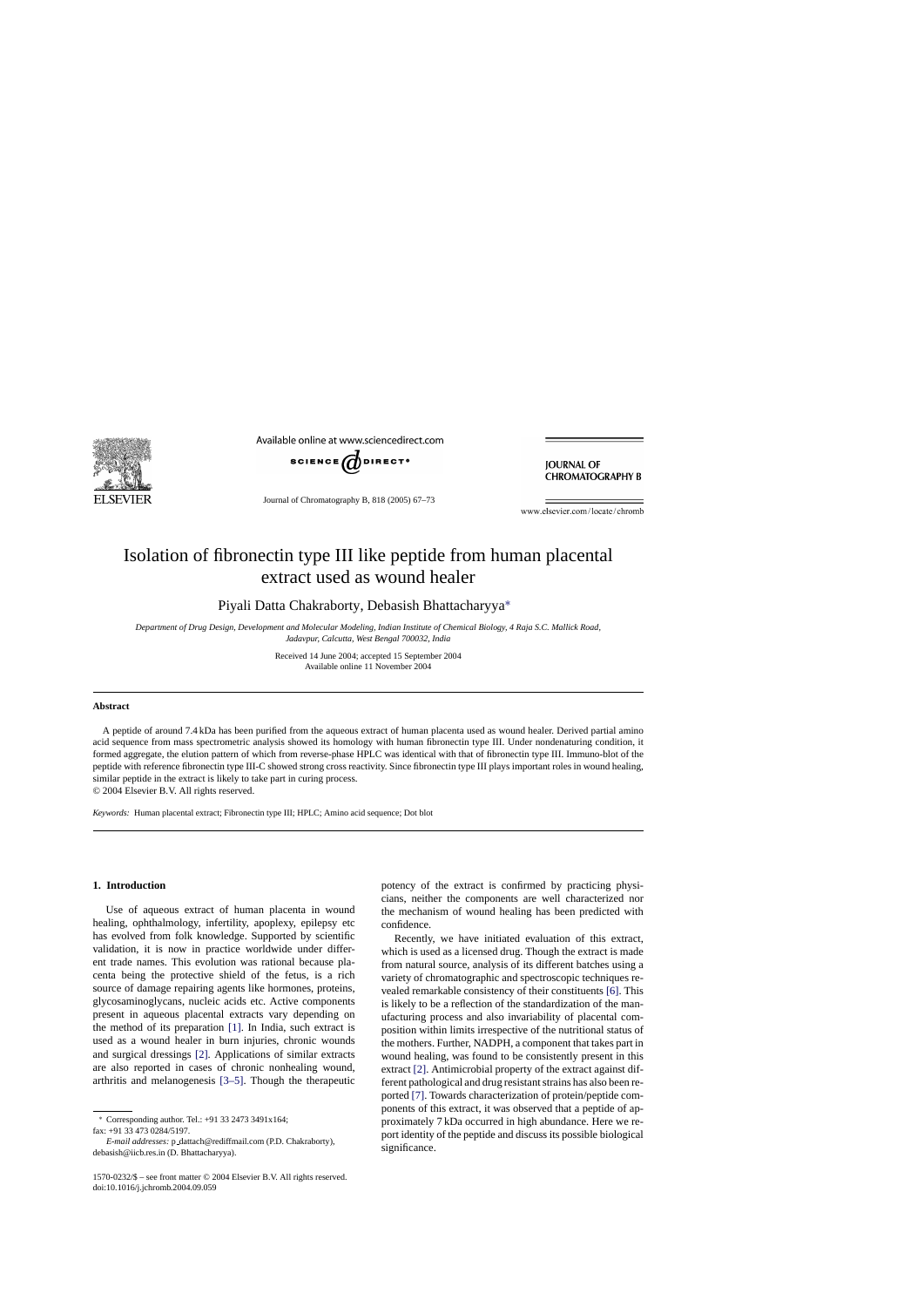# Isolation of fibronectin type III like peptide from human placental extract used as wound healer

Piyali Datta Chakraborty, Debasish Bhattacharyya*

*Department of Drug Design, Development and Molecular Modeling, Indian Institute of Chemical Biology, 4 Raja S.C. Mallick Road, Jadavpur, Calcutta, West Bengal 700032, India*

Received 14 June 2004; accepted 15 September 2004
Available online 11 November 2004

## Abstract

A peptide of around 7.4 kDa has been purified from the aqueous extract of human placenta used as wound healer. Derived partial amino acid sequence from mass spectrometric analysis showed its homology with human fibronectin type III. Under nondenaturing condition, it formed aggregate, the elution pattern of which from reverse-phase HPLC was identical with that of fibronectin type III. Immuno-blot of the peptide with reference fibronectin type III-C showed strong cross reactivity. Since fibronectin type III plays important roles in wound healing, similar peptide in the extract is likely to take part in curing process.
© 2004 Elsevier B.V. All rights reserved.

*Keywords:* Human placental extract; Fibronectin type III; HPLC; Amino acid sequence; Dot blot

## 1. Introduction

Use of aqueous extract of human placenta in wound healing, ophthalmology, infertility, apoplexy, epilepsy etc has evolved from folk knowledge. Supported by scientific validation, it is now in practice worldwide under different trade names. This evolution was rational because placenta being the protective shield of the fetus, is a rich source of damage repairing agents like hormones, proteins, glycosaminoglycans, nucleic acids etc. Active components present in aqueous placental extracts vary depending on the method of its preparation [1]. In India, such extract is used as a wound healer in burn injuries, chronic wounds and surgical dressings [2]. Applications of similar extracts are also reported in cases of chronic nonhealing wound, arthritis and melanogenesis [3–5]. Though the therapeutic potency of the extract is confirmed by practicing physicians, neither the components are well characterized nor the mechanism of wound healing has been predicted with confidence.

Recently, we have initiated evaluation of this extract, which is used as a licensed drug. Though the extract is made from natural source, analysis of its different batches using a variety of chromatographic and spectroscopic techniques revealed remarkable consistency of their constituents [6]. This is likely to be a reflection of the standardization of the manufacturing process and also invariability of placental composition within limits irrespective of the nutritional status of the mothers. Further, NADPH, a component that takes part in wound healing, was found to be consistently present in this extract [2]. Antimicrobial property of the extract against different pathological and drug resistant strains has also been reported [7]. Towards characterization of protein/peptide components of this extract, it was observed that a peptide of approximately 7 kDa occurred in high abundance. Here we report identity of the peptide and discuss its possible biological significance.

* Corresponding author. Tel.: +91 33 2473 3491x164; fax: +91 33 473 0284/5197.
*E-mail addresses:* p_dattach@rediffmail.com (P.D. Chakraborty), debasish@iicb.res.in (D. Bhattacharyya).

1570-0232/$ – see front matter © 2004 Elsevier B.V. All rights reserved.
doi:10.1016/j.jchromb.2004.09.059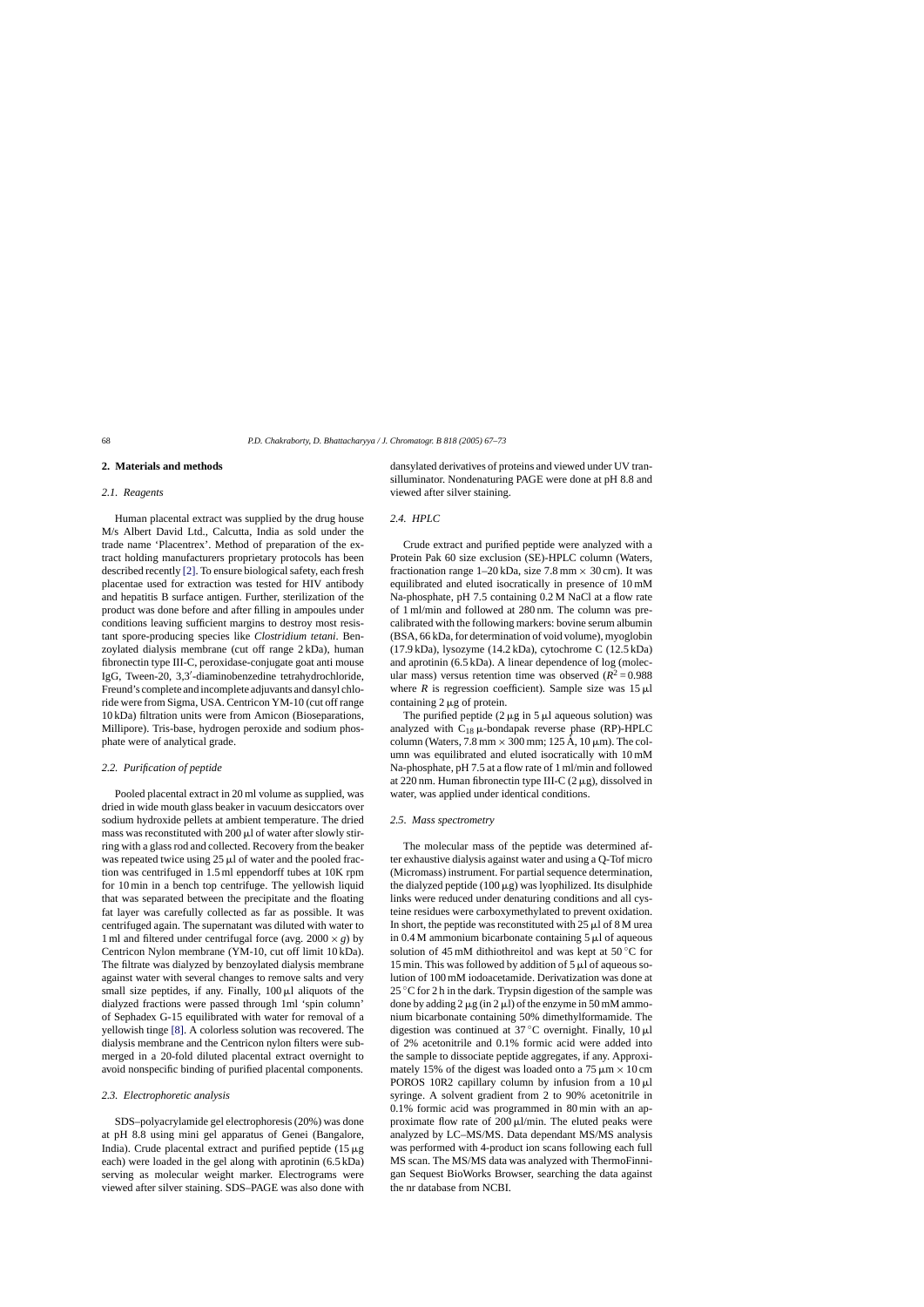## 2. Materials and methods

### 2.1. Reagents

Human placental extract was supplied by the drug house M/s Albert David Ltd., Calcutta, India as sold under the trade name 'Placentrex'. Method of preparation of the extract holding manufacturers proprietary protocols has been described recently [2]. To ensure biological safety, each fresh placentae used for extraction was tested for HIV antibody and hepatitis B surface antigen. Further, sterilization of the product was done before and after filling in ampoules under conditions leaving sufficient margins to destroy most resistant spore-producing species like *Clostridium tetani*. Benzoylated dialysis membrane (cut off range 2 kDa), human fibronectin type III-C, peroxidase-conjugate goat anti mouse IgG, Tween-20, 3,3′-diaminobenzedine tetrahydrochloride, Freund's complete and incomplete adjuvants and dansyl chloride were from Sigma, USA. Centricon YM-10 (cut off range 10 kDa) filtration units were from Amicon (Bioseparations, Millipore). Tris-base, hydrogen peroxide and sodium phosphate were of analytical grade.

### 2.2. Purification of peptide

Pooled placental extract in 20 ml volume as supplied, was dried in wide mouth glass beaker in vacuum desiccators over sodium hydroxide pellets at ambient temperature. The dried mass was reconstituted with 200 μl of water after slowly stirring with a glass rod and collected. Recovery from the beaker was repeated twice using 25 μl of water and the pooled fraction was centrifuged in 1.5 ml eppendorff tubes at 10K rpm for 10 min in a bench top centrifuge. The yellowish liquid that was separated between the precipitate and the floating fat layer was carefully collected as far as possible. It was centrifuged again. The supernatant was diluted with water to 1 ml and filtered under centrifugal force (avg. 2000 × *g*) by Centricon Nylon membrane (YM-10, cut off limit 10 kDa). The filtrate was dialyzed by benzoylated dialysis membrane against water with several changes to remove salts and very small size peptides, if any. Finally, 100 μl aliquots of the dialyzed fractions were passed through 1ml 'spin column' of Sephadex G-15 equilibrated with water for removal of a yellowish tinge [8]. A colorless solution was recovered. The dialysis membrane and the Centricon nylon filters were submerged in a 20-fold diluted placental extract overnight to avoid nonspecific binding of purified placental components.

### 2.3. Electrophoretic analysis

SDS–polyacrylamide gel electrophoresis (20%) was done at pH 8.8 using mini gel apparatus of Genei (Bangalore, India). Crude placental extract and purified peptide (15 μg each) were loaded in the gel along with aprotinin (6.5 kDa) serving as molecular weight marker. Electrograms were viewed after silver staining. SDS–PAGE was also done with dansylated derivatives of proteins and viewed under UV transilluminator. Nondenaturing PAGE were done at pH 8.8 and viewed after silver staining.

### 2.4. HPLC

Crude extract and purified peptide were analyzed with a Protein Pak 60 size exclusion (SE)-HPLC column (Waters, fractionation range 1–20 kDa, size 7.8 mm × 30 cm). It was equilibrated and eluted isocratically in presence of 10 mM Na-phosphate, pH 7.5 containing 0.2 M NaCl at a flow rate of 1 ml/min and followed at 280 nm. The column was precalibrated with the following markers: bovine serum albumin (BSA, 66 kDa, for determination of void volume), myoglobin (17.9 kDa), lysozyme (14.2 kDa), cytochrome C (12.5 kDa) and aprotinin (6.5 kDa). A linear dependence of log (molecular mass) versus retention time was observed ($R^2 = 0.988$ where $R$ is regression coefficient). Sample size was 15 μl containing 2 μg of protein.

The purified peptide (2 μg in 5 μl aqueous solution) was analyzed with $C_{18}$ μ-bondapak reverse phase (RP)-HPLC column (Waters, 7.8 mm × 300 mm; 125 Å, 10 μm). The column was equilibrated and eluted isocratically with 10 mM Na-phosphate, pH 7.5 at a flow rate of 1 ml/min and followed at 220 nm. Human fibronectin type III-C (2 μg), dissolved in water, was applied under identical conditions.

### 2.5. Mass spectrometry

The molecular mass of the peptide was determined after exhaustive dialysis against water and using a Q-Tof micro (Micromass) instrument. For partial sequence determination, the dialyzed peptide (100 μg) was lyophilized. Its disulphide links were reduced under denaturing conditions and all cysteine residues were carboxymethylated to prevent oxidation. In short, the peptide was reconstituted with 25 μl of 8 M urea in 0.4 M ammonium bicarbonate containing 5 μl of aqueous solution of 45 mM dithiothreitol and was kept at 50 °C for 15 min. This was followed by addition of 5 μl of aqueous solution of 100 mM iodoacetamide. Derivatization was done at 25 °C for 2 h in the dark. Trypsin digestion of the sample was done by adding 2 μg (in 2 μl) of the enzyme in 50 mM ammonium bicarbonate containing 50% dimethylformamide. The digestion was continued at 37 °C overnight. Finally, 10 μl of 2% acetonitrile and 0.1% formic acid were added into the sample to dissociate peptide aggregates, if any. Approximately 15% of the digest was loaded onto a 75 μm × 10 cm POROS 10R2 capillary column by infusion from a 10 μl syringe. A solvent gradient from 2 to 90% acetonitrile in 0.1% formic acid was programmed in 80 min with an approximate flow rate of 200 μl/min. The eluted peaks were analyzed by LC–MS/MS. Data dependant MS/MS analysis was performed with 4-product ion scans following each full MS scan. The MS/MS data was analyzed with ThermoFinnigan Sequest BioWorks Browser, searching the data against the nr database from NCBI.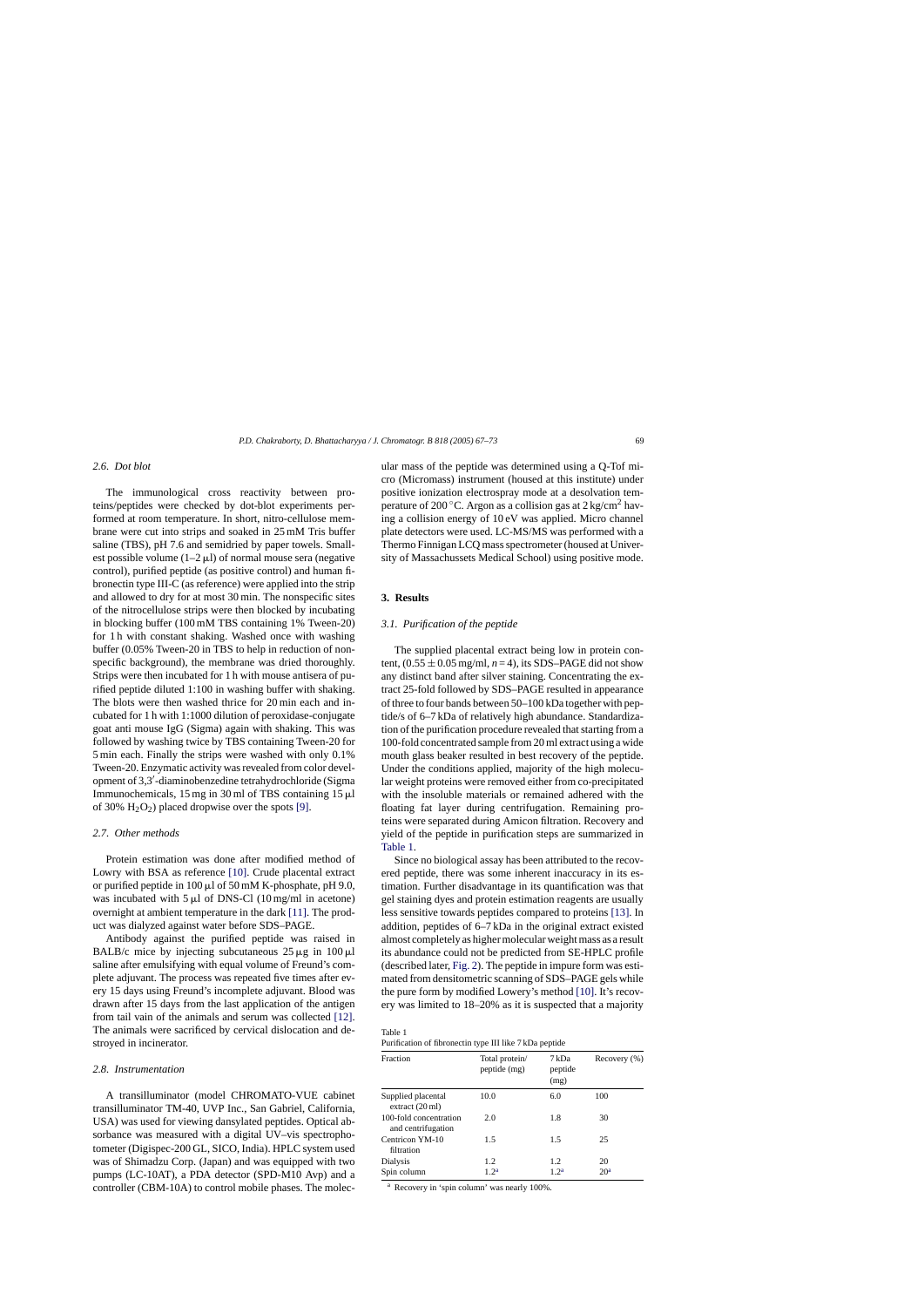### 2.6. Dot blot

The immunological cross reactivity between proteins/peptides were checked by dot-blot experiments performed at room temperature. In short, nitro-cellulose membrane were cut into strips and soaked in 25 mM Tris buffer saline (TBS), pH 7.6 and semidried by paper towels. Smallest possible volume (1–2 μl) of normal mouse sera (negative control), purified peptide (as positive control) and human fibronectin type III-C (as reference) were applied into the strip and allowed to dry for at most 30 min. The nonspecific sites of the nitrocellulose strips were then blocked by incubating in blocking buffer (100 mM TBS containing 1% Tween-20) for 1 h with constant shaking. Washed once with washing buffer (0.05% Tween-20 in TBS to help in reduction of non-specific background), the membrane was dried thoroughly. Strips were then incubated for 1 h with mouse antisera of purified peptide diluted 1:100 in washing buffer with shaking. The blots were then washed thrice for 20 min each and incubated for 1 h with 1:1000 dilution of peroxidase-conjugate goat anti mouse IgG (Sigma) again with shaking. This was followed by washing twice by TBS containing Tween-20 for 5 min each. Finally the strips were washed with only 0.1% Tween-20. Enzymatic activity was revealed from color development of 3,3′-diaminobenzedine tetrahydrochloride (Sigma Immunochemicals, 15 mg in 30 ml of TBS containing 15 μl of 30% $H_2O_2$) placed dropwise over the spots [9].

### 2.7. Other methods

Protein estimation was done after modified method of Lowry with BSA as reference [10]. Crude placental extract or purified peptide in 100 μl of 50 mM K-phosphate, pH 9.0, was incubated with 5 μl of DNS-Cl (10 mg/ml in acetone) overnight at ambient temperature in the dark [11]. The product was dialyzed against water before SDS–PAGE.

Antibody against the purified peptide was raised in BALB/c mice by injecting subcutaneous 25 μg in 100 μl saline after emulsifying with equal volume of Freund's complete adjuvant. The process was repeated five times after every 15 days using Freund's incomplete adjuvant. Blood was drawn after 15 days from the last application of the antigen from tail vain of the animals and serum was collected [12]. The animals were sacrificed by cervical dislocation and destroyed in incinerator.

### 2.8. Instrumentation

A transilluminator (model CHROMATO-VUE cabinet transilluminator TM-40, UVP Inc., San Gabriel, California, USA) was used for viewing dansylated peptides. Optical absorbance was measured with a digital UV–vis spectrophotometer (Digispec-200 GL, SICO, India). HPLC system used was of Shimadzu Corp. (Japan) and was equipped with two pumps (LC-10AT), a PDA detector (SPD-M10 Avp) and a controller (CBM-10A) to control mobile phases. The molecular mass of the peptide was determined using a Q-Tof micro (Micromass) instrument (housed at this institute) under positive ionization electrospray mode at a desolvation temperature of 200 °C. Argon as a collision gas at 2 kg/cm$^2$ having a collision energy of 10 eV was applied. Micro channel plate detectors were used. LC-MS/MS was performed with a Thermo Finnigan LCQ mass spectrometer (housed at University of Massachussets Medical School) using positive mode.

## 3. Results

### 3.1. Purification of the peptide

The supplied placental extract being low in protein content, (0.55 ± 0.05 mg/ml, $n = 4$), its SDS–PAGE did not show any distinct band after silver staining. Concentrating the extract 25-fold followed by SDS–PAGE resulted in appearance of three to four bands between 50–100 kDa together with peptide/s of 6–7 kDa of relatively high abundance. Standardization of the purification procedure revealed that starting from a 100-fold concentrated sample from 20 ml extract using a wide mouth glass beaker resulted in best recovery of the peptide. Under the conditions applied, majority of the high molecular weight proteins were removed either from co-precipitated with the insoluble materials or remained adhered with the floating fat layer during centrifugation. Remaining proteins were separated during Amicon filtration. Recovery and yield of the peptide in purification steps are summarized in Table 1.

Since no biological assay has been attributed to the recovered peptide, there was some inherent inaccuracy in its estimation. Further disadvantage in its quantification was that gel staining dyes and protein estimation reagents are usually less sensitive towards peptides compared to proteins [13]. In addition, peptides of 6–7 kDa in the original extract existed almost completely as higher molecular weight mass as a result its abundance could not be predicted from SE-HPLC profile (described later, Fig. 2). The peptide in impure form was estimated from densitometric scanning of SDS–PAGE gels while the pure form by modified Lowery's method [10]. It's recovery was limited to 18–20% as it is suspected that a majority

Table 1
Purification of fibronectin type III like 7 kDa peptide

| Fraction | Total protein/ peptide (mg) | 7 kDa peptide (mg) | Recovery (%) |
|---|---|---|---|
| Supplied placental extract (20 ml) | 10.0 | 6.0 | 100 |
| 100-fold concentration and centrifugation | 2.0 | 1.8 | 30 |
| Centricon YM-10 filtration | 1.5 | 1.5 | 25 |
| Dialysis | 1.2 | 1.2 | 20 |
| Spin column | 1.2[a] | 1.2[a] | 20[a] |

[a] Recovery in 'spin column' was nearly 100%.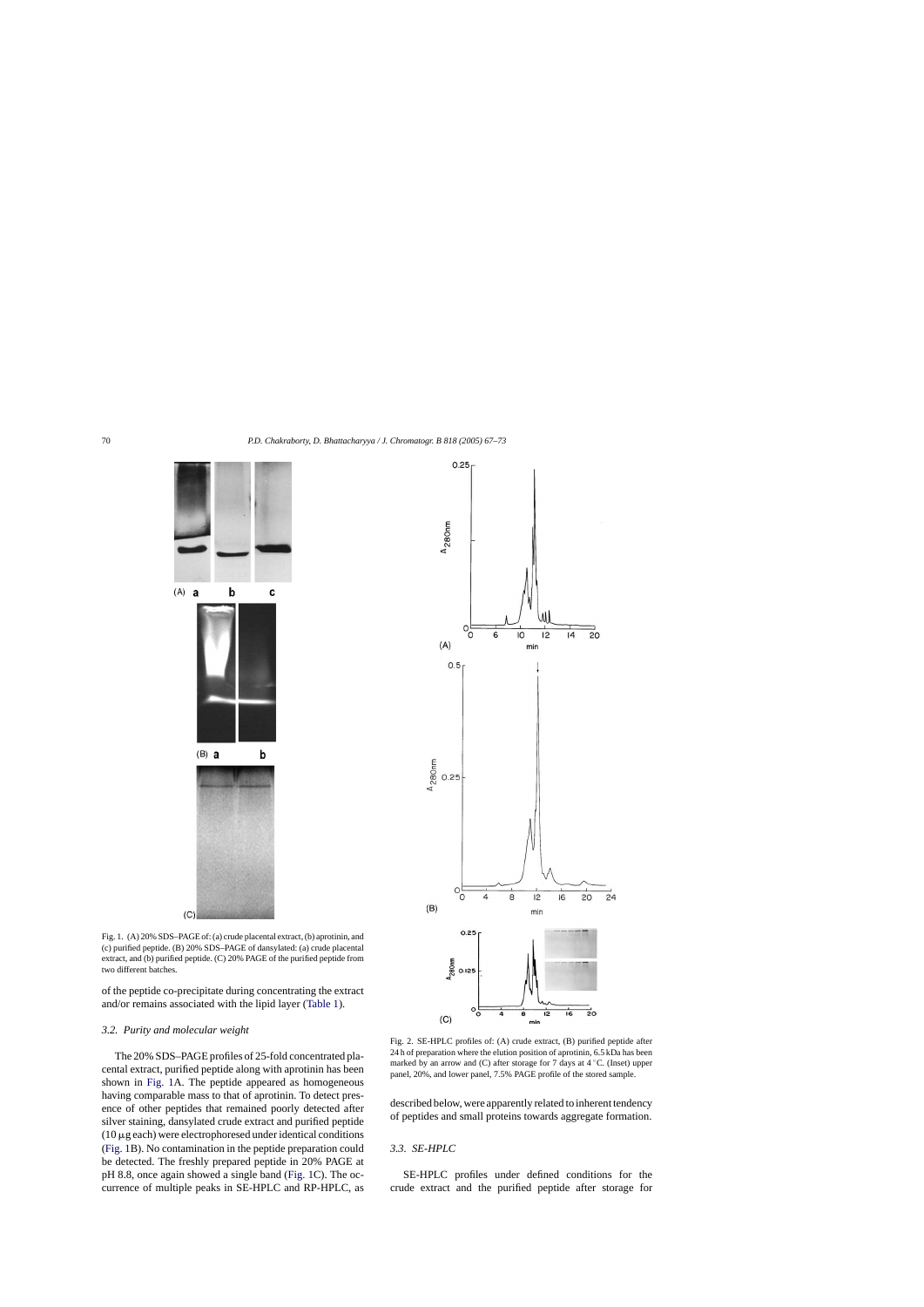Fig. 1. (A) 20% SDS–PAGE of: (a) crude placental extract, (b) aprotinin, and (c) purified peptide. (B) 20% SDS–PAGE of dansylated: (a) crude placental extract, and (b) purified peptide. (C) 20% PAGE of the purified peptide from two different batches.

Fig. 2. SE-HPLC profiles of: (A) crude extract, (B) purified peptide after 24 h of preparation where the elution position of aprotinin, 6.5 kDa has been marked by an arrow and (C) after storage for 7 days at 4 °C. (Inset) upper panel, 20%, and lower panel, 7.5% PAGE profile of the stored sample.

of the peptide co-precipitate during concentrating the extract and/or remains associated with the lipid layer (Table 1).

### 3.2. Purity and molecular weight

The 20% SDS–PAGE profiles of 25-fold concentrated placental extract, purified peptide along with aprotinin has been shown in Fig. 1A. The peptide appeared as homogeneous having comparable mass to that of aprotinin. To detect presence of other peptides that remained poorly detected after silver staining, dansylated crude extract and purified peptide (10 μg each) were electrophoresed under identical conditions (Fig. 1B). No contamination in the peptide preparation could be detected. The freshly prepared peptide in 20% PAGE at pH 8.8, once again showed a single band (Fig. 1C). The occurrence of multiple peaks in SE-HPLC and RP-HPLC, as described below, were apparently related to inherent tendency of peptides and small proteins towards aggregate formation.

### 3.3. SE-HPLC

SE-HPLC profiles under defined conditions for the crude extract and the purified peptide after storage for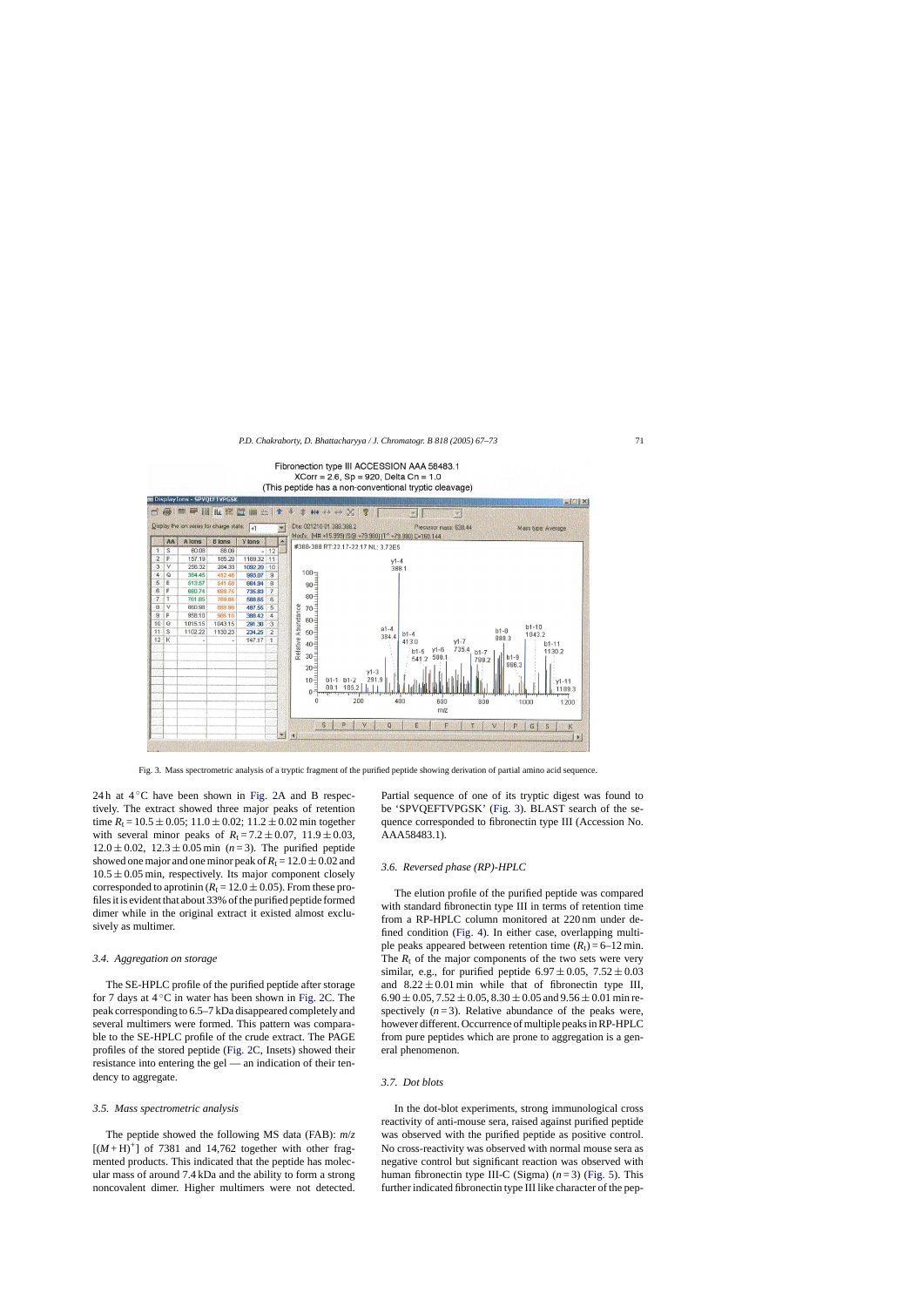Fibronectin type III ACCESSION AAA 58483.1
XCorr = 2.6, Sp = 920, Delta Cn = 1.0
(This peptide has a non-conventional tryptic cleavage)

Fig. 3. Mass spectrometric analysis of a tryptic fragment of the purified peptide showing derivation of partial amino acid sequence.

24 h at 4 °C have been shown in Fig. 2A and B respectively. The extract showed three major peaks of retention time $R_t = 10.5 \pm 0.05$; $11.0 \pm 0.02$; $11.2 \pm 0.02$ min together with several minor peaks of $R_t = 7.2 \pm 0.07$, $11.9 \pm 0.03$, $12.0 \pm 0.02$, $12.3 \pm 0.05$ min ($n = 3$). The purified peptide showed one major and one minor peak of $R_t = 12.0 \pm 0.02$ and $10.5 \pm 0.05$ min, respectively. Its major component closely corresponded to aprotinin ($R_t = 12.0 \pm 0.05$). From these profiles it is evident that about 33% of the purified peptide formed dimer while in the original extract it existed almost exclusively as multimer.

### 3.4. Aggregation on storage

The SE-HPLC profile of the purified peptide after storage for 7 days at 4 °C in water has been shown in Fig. 2C. The peak corresponding to 6.5–7 kDa disappeared completely and several multimers were formed. This pattern was comparable to the SE-HPLC profile of the crude extract. The PAGE profiles of the stored peptide (Fig. 2C, Insets) showed their resistance into entering the gel — an indication of their tendency to aggregate.

### 3.5. Mass spectrometric analysis

The peptide showed the following MS data (FAB): *m/z* $[(M+H)^+]$ of 7381 and 14,762 together with other fragmented products. This indicated that the peptide has molecular mass of around 7.4 kDa and the ability to form a strong noncovalent dimer. Higher multimers were not detected. Partial sequence of one of its tryptic digest was found to be 'SPVQEFTVPGSK' (Fig. 3). BLAST search of the sequence corresponded to fibronectin type III (Accession No. AAA58483.1).

### 3.6. Reversed phase (RP)-HPLC

The elution profile of the purified peptide was compared with standard fibronectin type III in terms of retention time from a RP-HPLC column monitored at 220 nm under defined condition (Fig. 4). In either case, overlapping multiple peaks appeared between retention time ($R_t$) = 6–12 min. The $R_t$ of the major components of the two sets were very similar, e.g., for purified peptide $6.97 \pm 0.05$, $7.52 \pm 0.03$ and $8.22 \pm 0.01$ min while that of fibronectin type III, $6.90 \pm 0.05$, $7.52 \pm 0.05$, $8.30 \pm 0.05$ and $9.56 \pm 0.01$ min respectively ($n = 3$). Relative abundance of the peaks were, however different. Occurrence of multiple peaks in RP-HPLC from pure peptides which are prone to aggregation is a general phenomenon.

### 3.7. Dot blots

In the dot-blot experiments, strong immunological cross reactivity of anti-mouse sera, raised against purified peptide was observed with the purified peptide as positive control. No cross-reactivity was observed with normal mouse sera as negative control but significant reaction was observed with human fibronectin type III-C (Sigma) ($n = 3$) (Fig. 5). This further indicated fibronectin type III like character of the pep-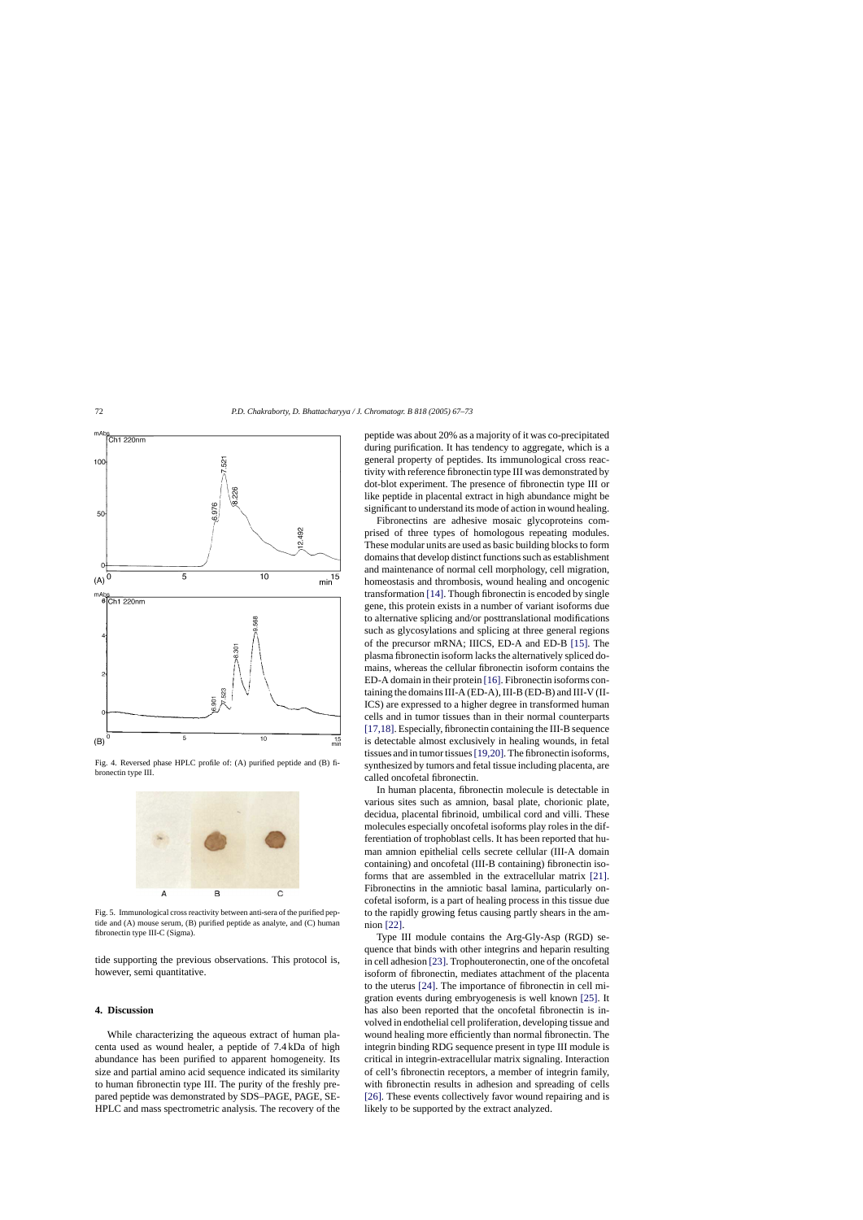Fig. 4. Reversed phase HPLC profile of: (A) purified peptide and (B) fibronectin type III.

Fig. 5. Immunological cross reactivity between anti-sera of the purified peptide and (A) mouse serum, (B) purified peptide as analyte, and (C) human fibronectin type III-C (Sigma).

tide supporting the previous observations. This protocol is, however, semi quantitative.

## 4. Discussion

While characterizing the aqueous extract of human placenta used as wound healer, a peptide of 7.4 kDa of high abundance has been purified to apparent homogeneity. Its size and partial amino acid sequence indicated its similarity to human fibronectin type III. The purity of the freshly prepared peptide was demonstrated by SDS–PAGE, PAGE, SE-HPLC and mass spectrometric analysis. The recovery of the peptide was about 20% as a majority of it was co-precipitated during purification. It has tendency to aggregate, which is a general property of peptides. Its immunological cross reactivity with reference fibronectin type III was demonstrated by dot-blot experiment. The presence of fibronectin type III or like peptide in placental extract in high abundance might be significant to understand its mode of action in wound healing.

Fibronectins are adhesive mosaic glycoproteins comprised of three types of homologous repeating modules. These modular units are used as basic building blocks to form domains that develop distinct functions such as establishment and maintenance of normal cell morphology, cell migration, homeostasis and thrombosis, wound healing and oncogenic transformation [14]. Though fibronectin is encoded by single gene, this protein exists in a number of variant isoforms due to alternative splicing and/or posttranslational modifications such as glycosylations and splicing at three general regions of the precursor mRNA; IIICS, ED-A and ED-B [15]. The plasma fibronectin isoform lacks the alternatively spliced domains, whereas the cellular fibronectin isoform contains the ED-A domain in their protein [16]. Fibronectin isoforms containing the domains III-A (ED-A), III-B (ED-B) and III-V (II-ICS) are expressed to a higher degree in transformed human cells and in tumor tissues than in their normal counterparts [17,18]. Especially, fibronectin containing the III-B sequence is detectable almost exclusively in healing wounds, in fetal tissues and in tumor tissues [19,20]. The fibronectin isoforms, synthesized by tumors and fetal tissue including placenta, are called oncofetal fibronectin.

In human placenta, fibronectin molecule is detectable in various sites such as amnion, basal plate, chorionic plate, decidua, placental fibrinoid, umbilical cord and villi. These molecules especially oncofetal isoforms play roles in the differentiation of trophoblast cells. It has been reported that human amnion epithelial cells secrete cellular (III-A domain containing) and oncofetal (III-B containing) fibronectin isoforms that are assembled in the extracellular matrix [21]. Fibronectins in the amniotic basal lamina, particularly oncofetal isoform, is a part of healing process in this tissue due to the rapidly growing fetus causing partly shears in the amnion [22].

Type III module contains the Arg-Gly-Asp (RGD) sequence that binds with other integrins and heparin resulting in cell adhesion [23]. Trophouteronectin, one of the oncofetal isoform of fibronectin, mediates attachment of the placenta to the uterus [24]. The importance of fibronectin in cell migration events during embryogenesis is well known [25]. It has also been reported that the oncofetal fibronectin is involved in endothelial cell proliferation, developing tissue and wound healing more efficiently than normal fibronectin. The integrin binding RDG sequence present in type III module is critical in integrin-extracellular matrix signaling. Interaction of cell's fibronectin receptors, a member of integrin family, with fibronectin results in adhesion and spreading of cells [26]. These events collectively favor wound repairing and is likely to be supported by the extract analyzed.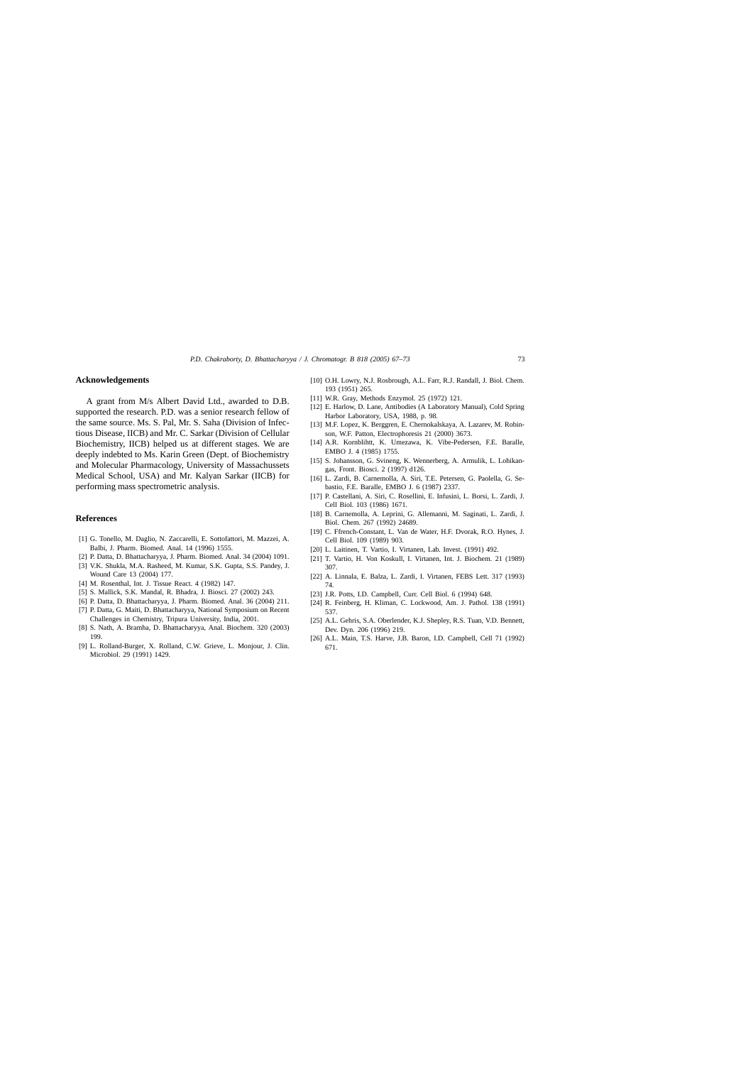## Acknowledgements

A grant from M/s Albert David Ltd., awarded to D.B. supported the research. P.D. was a senior research fellow of the same source. Ms. S. Pal, Mr. S. Saha (Division of Infectious Disease, IICB) and Mr. C. Sarkar (Division of Cellular Biochemistry, IICB) helped us at different stages. We are deeply indebted to Ms. Karin Green (Dept. of Biochemistry and Molecular Pharmacology, University of Massachussets Medical School, USA) and Mr. Kalyan Sarkar (IICB) for performing mass spectrometric analysis.

## References

[1] G. Tonello, M. Daglio, N. Zaccarelli, E. Sottofattori, M. Mazzei, A. Balbi, J. Pharm. Biomed. Anal. 14 (1996) 1555.

[2] P. Datta, D. Bhattacharyya, J. Pharm. Biomed. Anal. 34 (2004) 1091.

[3] V.K. Shukla, M.A. Rasheed, M. Kumar, S.K. Gupta, S.S. Pandey, J. Wound Care 13 (2004) 177.

[4] M. Rosenthal, Int. J. Tissue React. 4 (1982) 147.

[5] S. Mallick, S.K. Mandal, R. Bhadra, J. Biosci. 27 (2002) 243.

[6] P. Datta, D. Bhattacharyya, J. Pharm. Biomed. Anal. 36 (2004) 211.

[7] P. Datta, G. Maiti, D. Bhattacharyya, National Symposium on Recent Challenges in Chemistry, Tripura University, India, 2001.

[8] S. Nath, A. Bramha, D. Bhattacharyya, Anal. Biochem. 320 (2003) 199.

[9] L. Rolland-Burger, X. Rolland, C.W. Grieve, L. Monjour, J. Clin. Microbiol. 29 (1991) 1429.

[10] O.H. Lowry, N.J. Rosbrough, A.L. Farr, R.J. Randall, J. Biol. Chem. 193 (1951) 265.

[11] W.R. Gray, Methods Enzymol. 25 (1972) 121.

[12] E. Harlow, D. Lane, Antibodies (A Laboratory Manual), Cold Spring Harbor Laboratory, USA, 1988, p. 98.

[13] M.F. Lopez, K. Berggren, E. Chernokalskaya, A. Lazarev, M. Robinson, W.F. Patton, Electrophoresis 21 (2000) 3673.

[14] A.R. Kornblihtt, K. Umezawa, K. Vibe-Pedersen, F.E. Baralle, EMBO J. 4 (1985) 1755.

[15] S. Johansson, G. Svineng, K. Wennerberg, A. Armulik, L. Lohikangas, Front. Biosci. 2 (1997) d126.

[16] L. Zardi, B. Carnemolla, A. Siri, T.E. Petersen, G. Paolella, G. Sebastio, F.E. Baralle, EMBO J. 6 (1987) 2337.

[17] P. Castellani, A. Siri, C. Rosellini, E. Infusini, L. Borsi, L. Zardi, J. Cell Biol. 103 (1986) 1671.

[18] B. Carnemolla, A. Leprini, G. Allemanni, M. Saginati, L. Zardi, J. Biol. Chem. 267 (1992) 24689.

[19] C. Ffrench-Constant, L. Van de Water, H.F. Dvorak, R.O. Hynes, J. Cell Biol. 109 (1989) 903.

[20] L. Laitinen, T. Vartio, I. Virtanen, Lab. Invest. (1991) 492.

[21] T. Vartio, H. Von Koskull, I. Virtanen, Int. J. Biochem. 21 (1989) 307.

[22] A. Linnala, E. Balza, L. Zardi, I. Virtanen, FEBS Lett. 317 (1993) 74.

[23] J.R. Potts, I.D. Campbell, Curr. Cell Biol. 6 (1994) 648.

[24] R. Feinberg, H. Kliman, C. Lockwood, Am. J. Pathol. 138 (1991) 537.

[25] A.L. Gehris, S.A. Oberlender, K.J. Shepley, R.S. Tuan, V.D. Bennett, Dev. Dyn. 206 (1996) 219.

[26] A.L. Main, T.S. Harve, J.B. Baron, I.D. Campbell, Cell 71 (1992) 671.